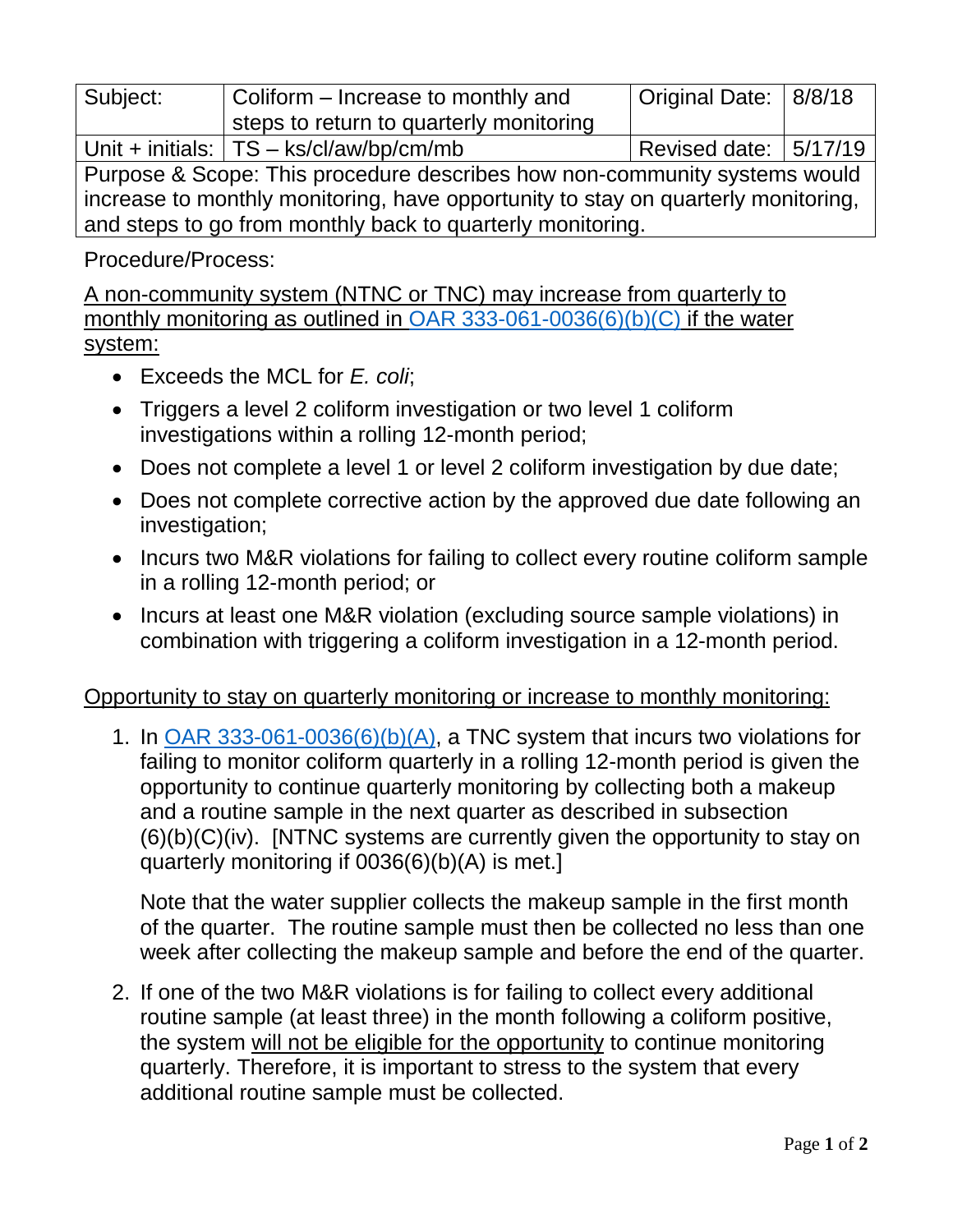| Subject: | Coliform – Increase to monthly and steps to return to quarterly monitoring | Original Date: | 8/8/18 |
|---|---|---|---|
| Unit + initials: | TS – ks/cl/aw/bp/cm/mb | Revised date: | 5/17/19 |
| Purpose & Scope: This procedure describes how non-community systems would increase to monthly monitoring, have opportunity to stay on quarterly monitoring, and steps to go from monthly back to quarterly monitoring. | | | |

Procedure/Process:

<u>A non-community system (NTNC or TNC) may increase from quarterly to monthly monitoring as outlined in OAR 333-061-0036(6)(b)(C) if the water system:</u>

- Exceeds the MCL for *E. coli*;
- Triggers a level 2 coliform investigation or two level 1 coliform investigations within a rolling 12-month period;
- Does not complete a level 1 or level 2 coliform investigation by due date;
- Does not complete corrective action by the approved due date following an investigation;
- Incurs two M&R violations for failing to collect every routine coliform sample in a rolling 12-month period; or
- Incurs at least one M&R violation (excluding source sample violations) in combination with triggering a coliform investigation in a 12-month period.

<u>Opportunity to stay on quarterly monitoring or increase to monthly monitoring:</u>

1. In OAR 333-061-0036(6)(b)(A), a TNC system that incurs two violations for failing to monitor coliform quarterly in a rolling 12-month period is given the opportunity to continue quarterly monitoring by collecting both a makeup and a routine sample in the next quarter as described in subsection (6)(b)(C)(iv). [NTNC systems are currently given the opportunity to stay on quarterly monitoring if 0036(6)(b)(A) is met.]

   Note that the water supplier collects the makeup sample in the first month of the quarter. The routine sample must then be collected no less than one week after collecting the makeup sample and before the end of the quarter.

2. If one of the two M&R violations is for failing to collect every additional routine sample (at least three) in the month following a coliform positive, the system <u>will not be eligible for the opportunity</u> to continue monitoring quarterly. Therefore, it is important to stress to the system that every additional routine sample must be collected.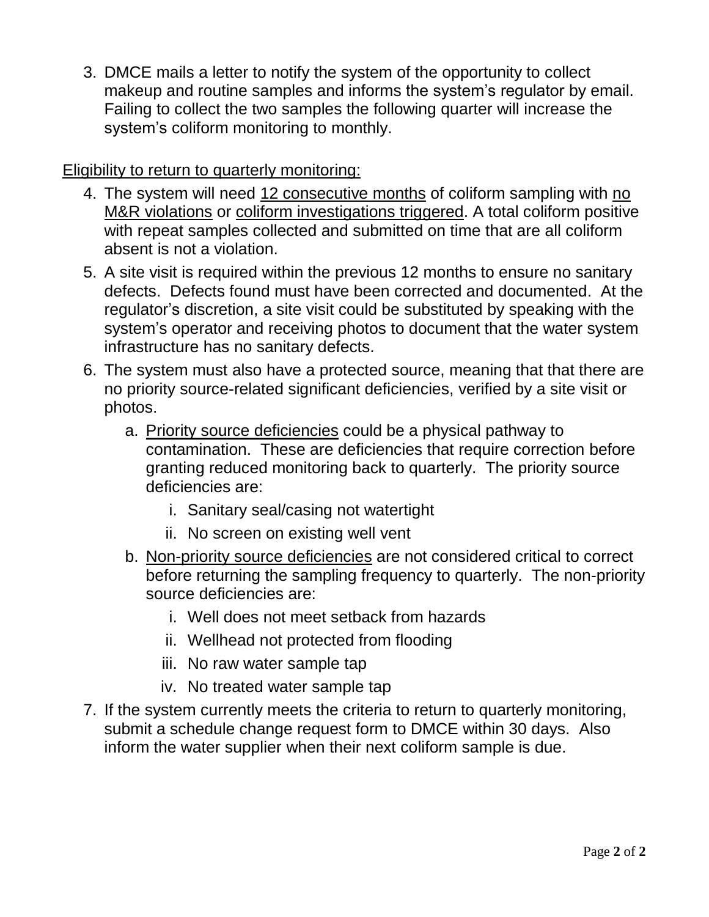3. DMCE mails a letter to notify the system of the opportunity to collect makeup and routine samples and informs the system's regulator by email. Failing to collect the two samples the following quarter will increase the system's coliform monitoring to monthly.

<u>Eligibility to return to quarterly monitoring:</u>

4. The system will need <u>12 consecutive months</u> of coliform sampling with <u>no M&R violations</u> or <u>coliform investigations triggered</u>. A total coliform positive with repeat samples collected and submitted on time that are all coliform absent is not a violation.
5. A site visit is required within the previous 12 months to ensure no sanitary defects. Defects found must have been corrected and documented. At the regulator's discretion, a site visit could be substituted by speaking with the system's operator and receiving photos to document that the water system infrastructure has no sanitary defects.
6. The system must also have a protected source, meaning that that there are no priority source-related significant deficiencies, verified by a site visit or photos.
   a. <u>Priority source deficiencies</u> could be a physical pathway to contamination. These are deficiencies that require correction before granting reduced monitoring back to quarterly. The priority source deficiencies are:
      i. Sanitary seal/casing not watertight
      ii. No screen on existing well vent
   b. <u>Non-priority source deficiencies</u> are not considered critical to correct before returning the sampling frequency to quarterly. The non-priority source deficiencies are:
      i. Well does not meet setback from hazards
      ii. Wellhead not protected from flooding
      iii. No raw water sample tap
      iv. No treated water sample tap
7. If the system currently meets the criteria to return to quarterly monitoring, submit a schedule change request form to DMCE within 30 days. Also inform the water supplier when their next coliform sample is due.